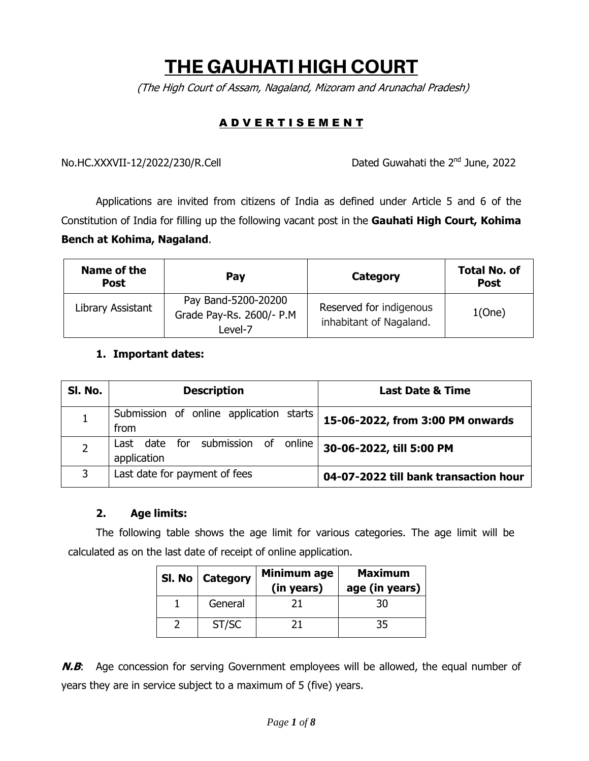# THE GAUHATI HIGH COURT

*(The High Court of Assam, Nagaland, Mizoram and Arunachal Pradesh)*

## A D V E R T I S E M E N T

No.HC.XXXVII-12/2022/230/R.Cell Dated Guwahati the 2nd June, 2022

Applications are invited from citizens of India as defined under Article 5 and 6 of the Constitution of India for filling up the following vacant post in the **Gauhati High Court, Kohima Bench at Kohima, Nagaland**.

| Name of the Post | Pay | Category | Total No. of Post |
|---|---|---|---|
| Library Assistant | Pay Band-5200-20200 Grade Pay-Rs. 2600/- P.M Level-7 | Reserved for indigenous inhabitant of Nagaland. | 1(One) |

### 1. Important dates:

| Sl. No. | Description | Last Date & Time |
|---|---|---|
| 1 | Submission of online application starts from | **15-06-2022, from 3:00 PM onwards** |
| 2 | Last date for submission of online application | **30-06-2022, till 5:00 PM** |
| 3 | Last date for payment of fees | **04-07-2022 till bank transaction hour** |

### 2. Age limits:

The following table shows the age limit for various categories. The age limit will be calculated as on the last date of receipt of online application.

| Sl. No | Category | Minimum age (in years) | Maximum age (in years) |
|---|---|---|---|
| 1 | General | 21 | 30 |
| 2 | ST/SC | 21 | 35 |

***N.B***: Age concession for serving Government employees will be allowed, the equal number of years they are in service subject to a maximum of 5 (five) years.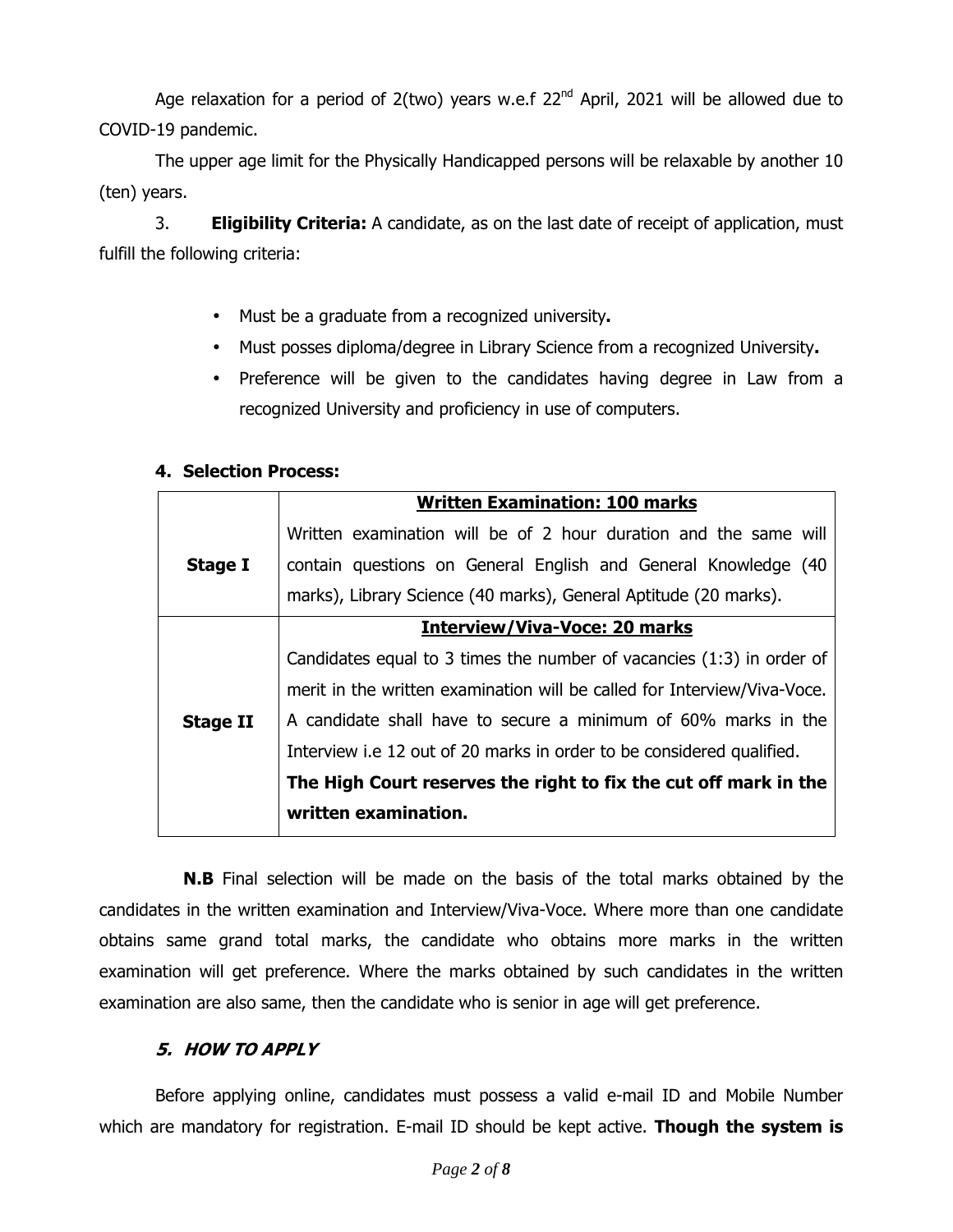Age relaxation for a period of 2(two) years w.e.f 22nd April, 2021 will be allowed due to COVID-19 pandemic.

The upper age limit for the Physically Handicapped persons will be relaxable by another 10 (ten) years.

3. **Eligibility Criteria:** A candidate, as on the last date of receipt of application, must fulfill the following criteria:

- Must be a graduate from a recognized university**.**
- Must posses diploma/degree in Library Science from a recognized University**.**
- Preference will be given to the candidates having degree in Law from a recognized University and proficiency in use of computers.

## 4. Selection Process:

| | |
|---|---|
| **Stage I** | **Written Examination: 100 marks**<br>Written examination will be of 2 hour duration and the same will contain questions on General English and General Knowledge (40 marks), Library Science (40 marks), General Aptitude (20 marks). |
| **Stage II** | **Interview/Viva-Voce: 20 marks**<br>Candidates equal to 3 times the number of vacancies (1:3) in order of merit in the written examination will be called for Interview/Viva-Voce. A candidate shall have to secure a minimum of 60% marks in the Interview i.e 12 out of 20 marks in order to be considered qualified.<br>**The High Court reserves the right to fix the cut off mark in the written examination.** |

**N.B** Final selection will be made on the basis of the total marks obtained by the candidates in the written examination and Interview/Viva-Voce. Where more than one candidate obtains same grand total marks, the candidate who obtains more marks in the written examination will get preference. Where the marks obtained by such candidates in the written examination are also same, then the candidate who is senior in age will get preference.

## *5. HOW TO APPLY*

Before applying online, candidates must possess a valid e-mail ID and Mobile Number which are mandatory for registration. E-mail ID should be kept active. **Though the system is**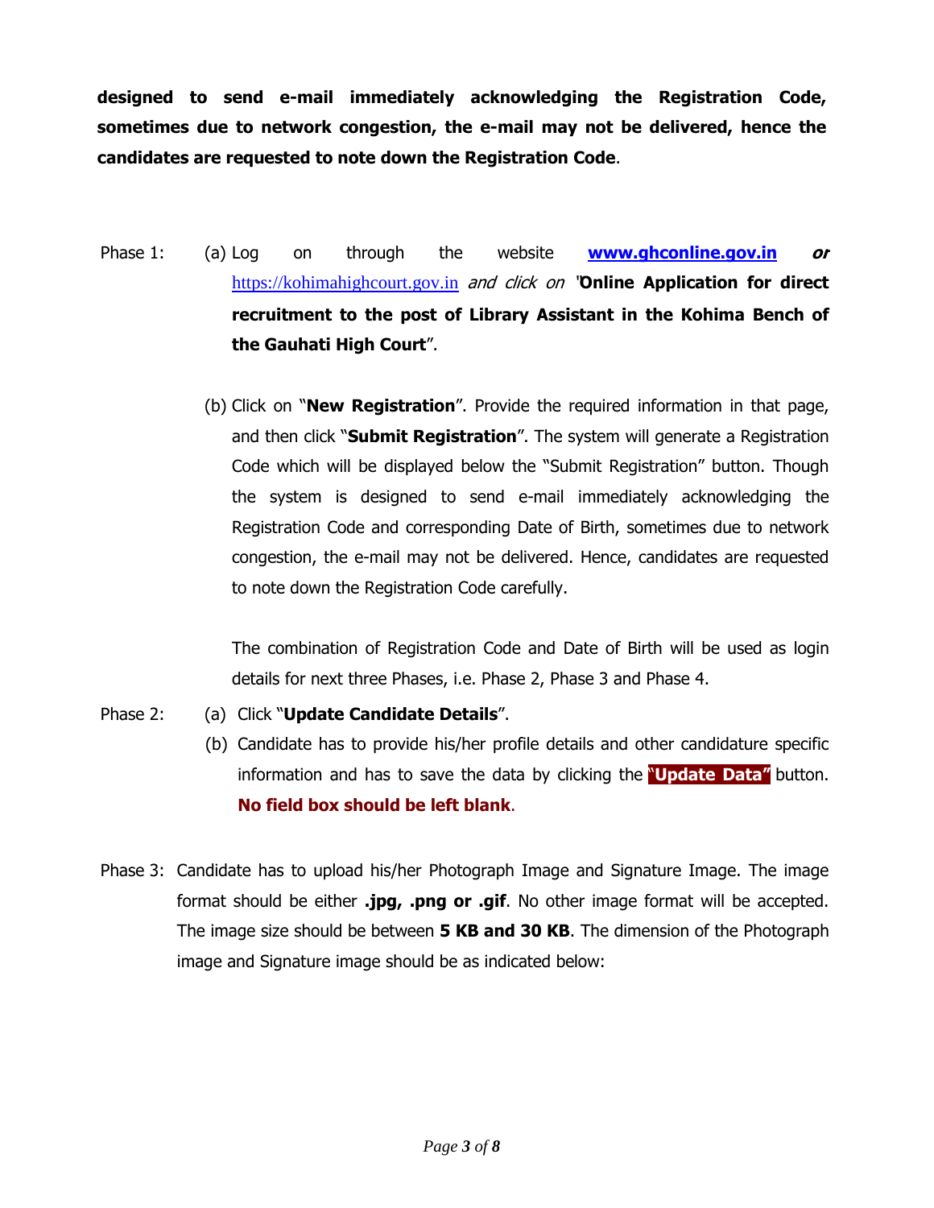**designed to send e-mail immediately acknowledging the Registration Code, sometimes due to network congestion, the e-mail may not be delivered, hence the candidates are requested to note down the Registration Code**.

Phase 1:

(a) Log on through the website **www.ghconline.gov.in** ***or*** https://kohimahighcourt.gov.in *and click on* "**Online Application for direct recruitment to the post of Library Assistant in the Kohima Bench of the Gauhati High Court**".

(b) Click on "**New Registration**". Provide the required information in that page, and then click "**Submit Registration**". The system will generate a Registration Code which will be displayed below the "Submit Registration" button. Though the system is designed to send e-mail immediately acknowledging the Registration Code and corresponding Date of Birth, sometimes due to network congestion, the e-mail may not be delivered. Hence, candidates are requested to note down the Registration Code carefully.

The combination of Registration Code and Date of Birth will be used as login details for next three Phases, i.e. Phase 2, Phase 3 and Phase 4.

Phase 2:

(a) Click "**Update Candidate Details**".

(b) Candidate has to provide his/her profile details and other candidature specific information and has to save the data by clicking the **"Update Data"** button. **No field box should be left blank**.

Phase 3: Candidate has to upload his/her Photograph Image and Signature Image. The image format should be either **.jpg, .png or .gif**. No other image format will be accepted. The image size should be between **5 KB and 30 KB**. The dimension of the Photograph image and Signature image should be as indicated below: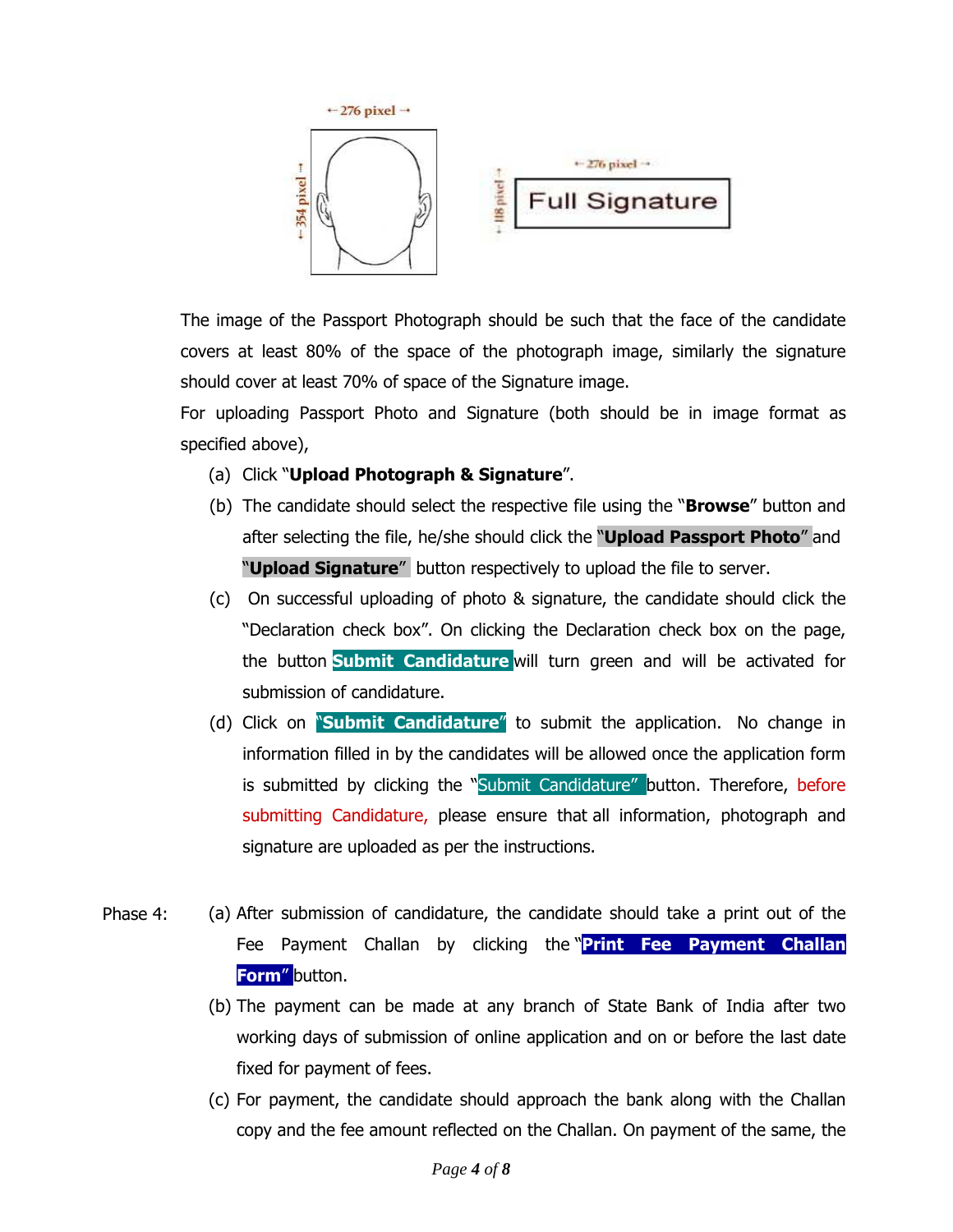← 276 pixel →

← 354 pixel →

← 276 pixel →

← 118 pixel →

Full Signature

The image of the Passport Photograph should be such that the face of the candidate covers at least 80% of the space of the photograph image, similarly the signature should cover at least 70% of space of the Signature image.

For uploading Passport Photo and Signature (both should be in image format as specified above),

(a) Click "**Upload Photograph & Signature**".

(b) The candidate should select the respective file using the "**Browse**" button and after selecting the file, he/she should click the "**Upload Passport Photo**" and "**Upload Signature**" button respectively to upload the file to server.

(c) On successful uploading of photo & signature, the candidate should click the "Declaration check box". On clicking the Declaration check box on the page, the button **Submit Candidature** will turn green and will be activated for submission of candidature.

(d) Click on "**Submit Candidature**" to submit the application. No change in information filled in by the candidates will be allowed once the application form is submitted by clicking the "Submit Candidature" button. Therefore, before submitting Candidature, please ensure that all information, photograph and signature are uploaded as per the instructions.

Phase 4:

(a) After submission of candidature, the candidate should take a print out of the Fee Payment Challan by clicking the "**Print Fee Payment Challan Form**" button.

(b) The payment can be made at any branch of State Bank of India after two working days of submission of online application and on or before the last date fixed for payment of fees.

(c) For payment, the candidate should approach the bank along with the Challan copy and the fee amount reflected on the Challan. On payment of the same, the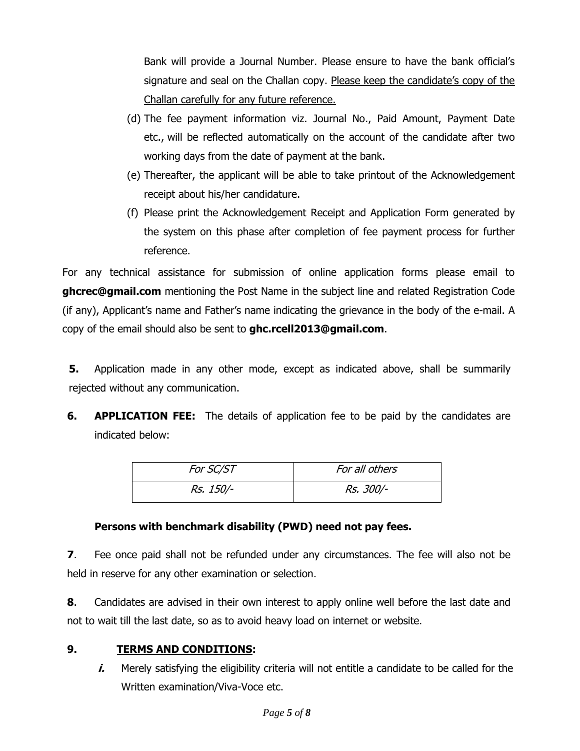Bank will provide a Journal Number. Please ensure to have the bank official's signature and seal on the Challan copy. Please keep the candidate's copy of the Challan carefully for any future reference.

(d) The fee payment information viz. Journal No., Paid Amount, Payment Date etc., will be reflected automatically on the account of the candidate after two working days from the date of payment at the bank.

(e) Thereafter, the applicant will be able to take printout of the Acknowledgement receipt about his/her candidature.

(f) Please print the Acknowledgement Receipt and Application Form generated by the system on this phase after completion of fee payment process for further reference.

For any technical assistance for submission of online application forms please email to **ghcrec@gmail.com** mentioning the Post Name in the subject line and related Registration Code (if any), Applicant's name and Father's name indicating the grievance in the body of the e-mail. A copy of the email should also be sent to **ghc.rcell2013@gmail.com**.

**5.** Application made in any other mode, except as indicated above, shall be summarily rejected without any communication.

**6. APPLICATION FEE:** The details of application fee to be paid by the candidates are indicated below:

| *For SC/ST* | *For all others* |
|---|---|
| *Rs. 150/-* | *Rs. 300/-* |

**Persons with benchmark disability (PWD) need not pay fees.**

**7**. Fee once paid shall not be refunded under any circumstances. The fee will also not be held in reserve for any other examination or selection.

**8**. Candidates are advised in their own interest to apply online well before the last date and not to wait till the last date, so as to avoid heavy load on internet or website.

**9. TERMS AND CONDITIONS:**

***i.*** Merely satisfying the eligibility criteria will not entitle a candidate to be called for the Written examination/Viva-Voce etc.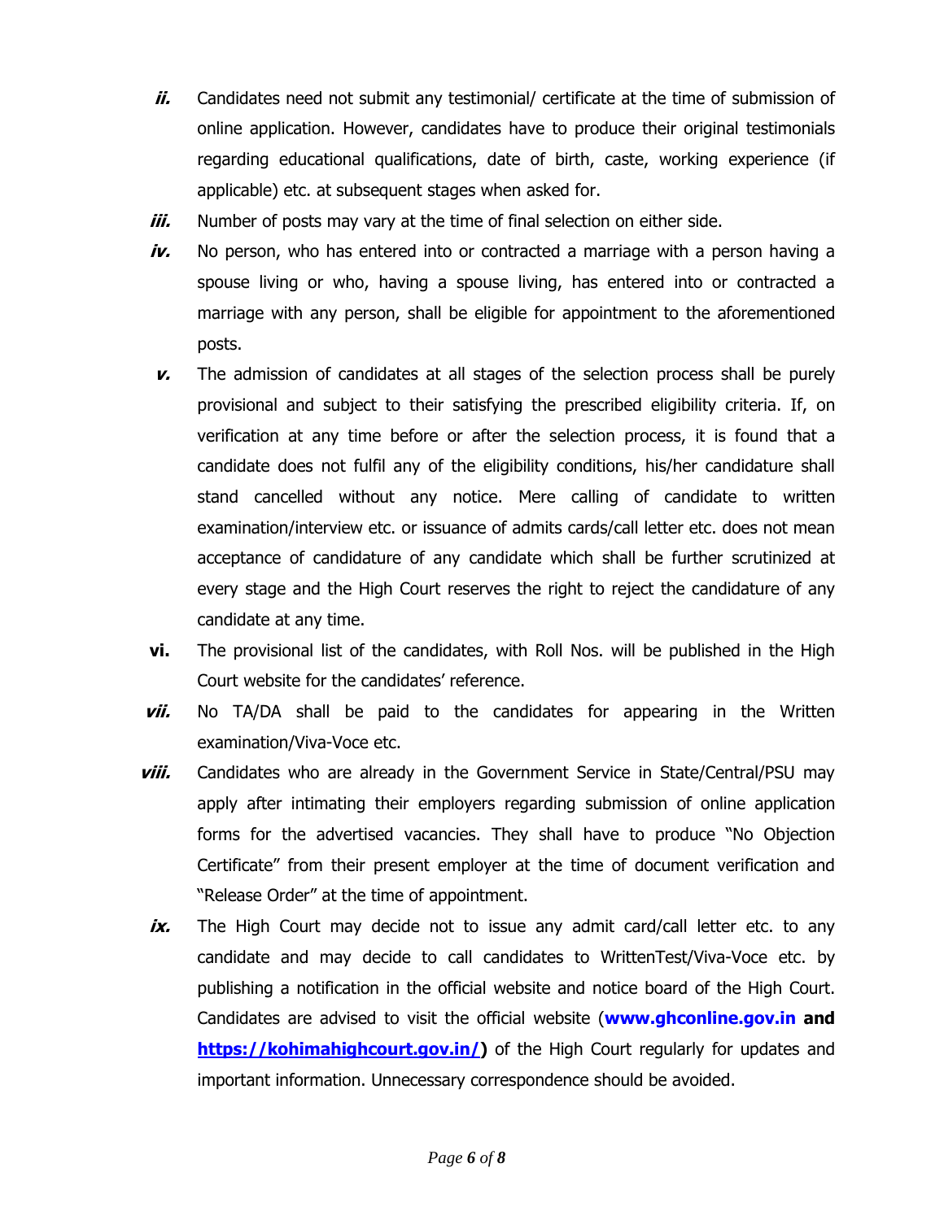***ii.*** Candidates need not submit any testimonial/ certificate at the time of submission of online application. However, candidates have to produce their original testimonials regarding educational qualifications, date of birth, caste, working experience (if applicable) etc. at subsequent stages when asked for.

***iii.*** Number of posts may vary at the time of final selection on either side.

***iv.*** No person, who has entered into or contracted a marriage with a person having a spouse living or who, having a spouse living, has entered into or contracted a marriage with any person, shall be eligible for appointment to the aforementioned posts.

***v.*** The admission of candidates at all stages of the selection process shall be purely provisional and subject to their satisfying the prescribed eligibility criteria. If, on verification at any time before or after the selection process, it is found that a candidate does not fulfil any of the eligibility conditions, his/her candidature shall stand cancelled without any notice. Mere calling of candidate to written examination/interview etc. or issuance of admits cards/call letter etc. does not mean acceptance of candidature of any candidate which shall be further scrutinized at every stage and the High Court reserves the right to reject the candidature of any candidate at any time.

**vi.** The provisional list of the candidates, with Roll Nos. will be published in the High Court website for the candidates' reference.

***vii.*** No TA/DA shall be paid to the candidates for appearing in the Written examination/Viva-Voce etc.

***viii.*** Candidates who are already in the Government Service in State/Central/PSU may apply after intimating their employers regarding submission of online application forms for the advertised vacancies. They shall have to produce "No Objection Certificate" from their present employer at the time of document verification and "Release Order" at the time of appointment.

***ix.*** The High Court may decide not to issue any admit card/call letter etc. to any candidate and may decide to call candidates to WrittenTest/Viva-Voce etc. by publishing a notification in the official website and notice board of the High Court. Candidates are advised to visit the official website (**www.ghconline.gov.in and https://kohimahighcourt.gov.in/)** of the High Court regularly for updates and important information. Unnecessary correspondence should be avoided.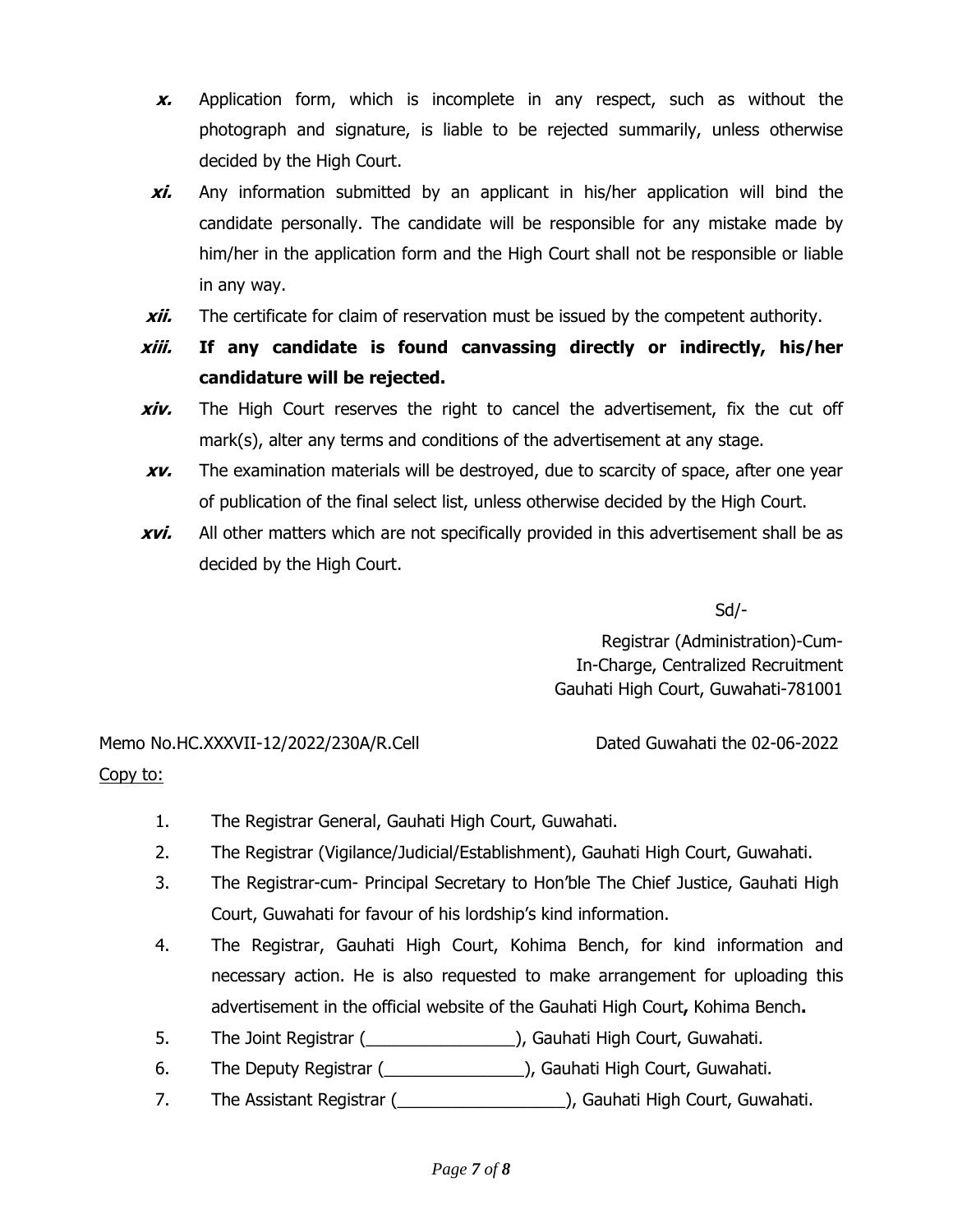- ***x.*** Application form, which is incomplete in any respect, such as without the photograph and signature, is liable to be rejected summarily, unless otherwise decided by the High Court.
- ***xi.*** Any information submitted by an applicant in his/her application will bind the candidate personally. The candidate will be responsible for any mistake made by him/her in the application form and the High Court shall not be responsible or liable in any way.
- ***xii.*** The certificate for claim of reservation must be issued by the competent authority.
- ***xiii.*** **If any candidate is found canvassing directly or indirectly, his/her candidature will be rejected.**
- ***xiv.*** The High Court reserves the right to cancel the advertisement, fix the cut off mark(s), alter any terms and conditions of the advertisement at any stage.
- ***xv.*** The examination materials will be destroyed, due to scarcity of space, after one year of publication of the final select list, unless otherwise decided by the High Court.
- ***xvi.*** All other matters which are not specifically provided in this advertisement shall be as decided by the High Court.

Sd/-

Registrar (Administration)-Cum-
In-Charge, Centralized Recruitment
Gauhati High Court, Guwahati-781001

Memo No.HC.XXXVII-12/2022/230A/R.Cell Dated Guwahati the 02-06-2022

Copy to:

1. The Registrar General, Gauhati High Court, Guwahati.
2. The Registrar (Vigilance/Judicial/Establishment), Gauhati High Court, Guwahati.
3. The Registrar-cum- Principal Secretary to Hon'ble The Chief Justice, Gauhati High Court, Guwahati for favour of his lordship's kind information.
4. The Registrar, Gauhati High Court, Kohima Bench, for kind information and necessary action. He is also requested to make arrangement for uploading this advertisement in the official website of the Gauhati High Court**,** Kohima Bench**.**
5. The Joint Registrar (________________), Gauhati High Court, Guwahati.
6. The Deputy Registrar (_______________), Gauhati High Court, Guwahati.
7. The Assistant Registrar (__________________), Gauhati High Court, Guwahati.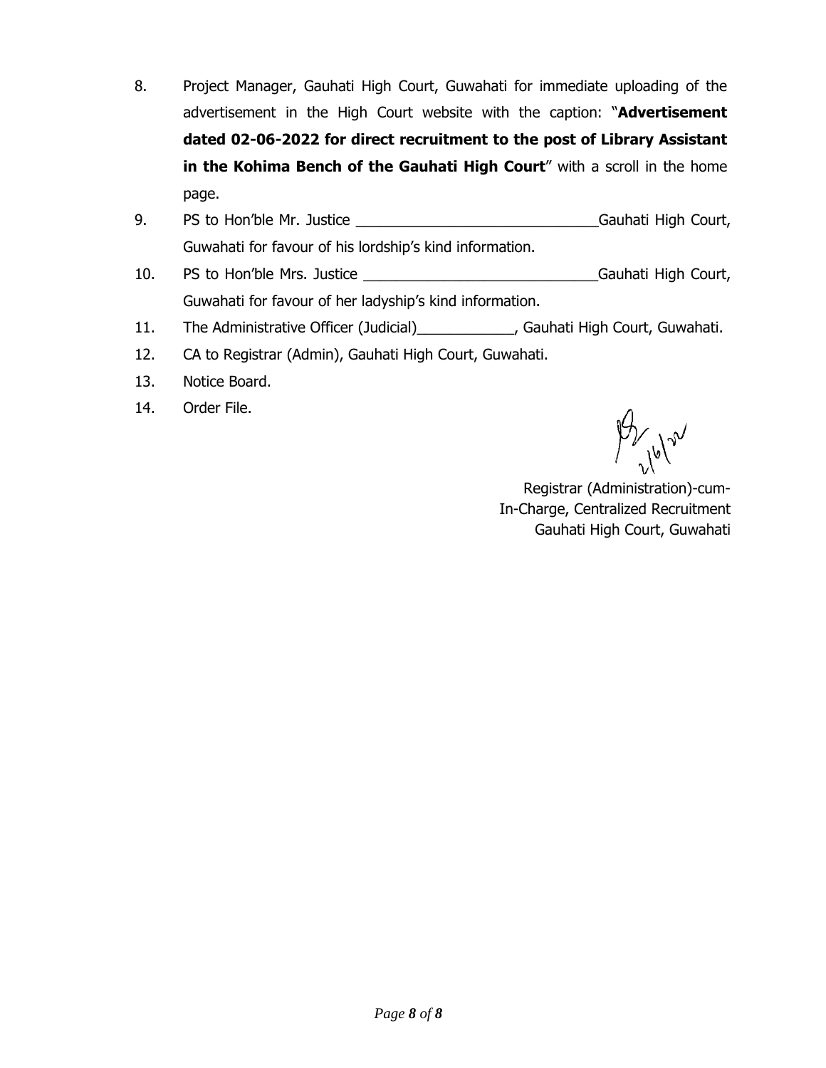8. Project Manager, Gauhati High Court, Guwahati for immediate uploading of the advertisement in the High Court website with the caption: "**Advertisement dated 02-06-2022 for direct recruitment to the post of Library Assistant in the Kohima Bench of the Gauhati High Court**" with a scroll in the home page.
9. PS to Hon'ble Mr. Justice ______________________________Gauhati High Court, Guwahati for favour of his lordship's kind information.
10. PS to Hon'ble Mrs. Justice _____________________________Gauhati High Court, Guwahati for favour of her ladyship's kind information.
11. The Administrative Officer (Judicial)____________, Gauhati High Court, Guwahati.
12. CA to Registrar (Admin), Gauhati High Court, Guwahati.
13. Notice Board.
14. Order File.

Registrar (Administration)-cum-
In-Charge, Centralized Recruitment
Gauhati High Court, Guwahati